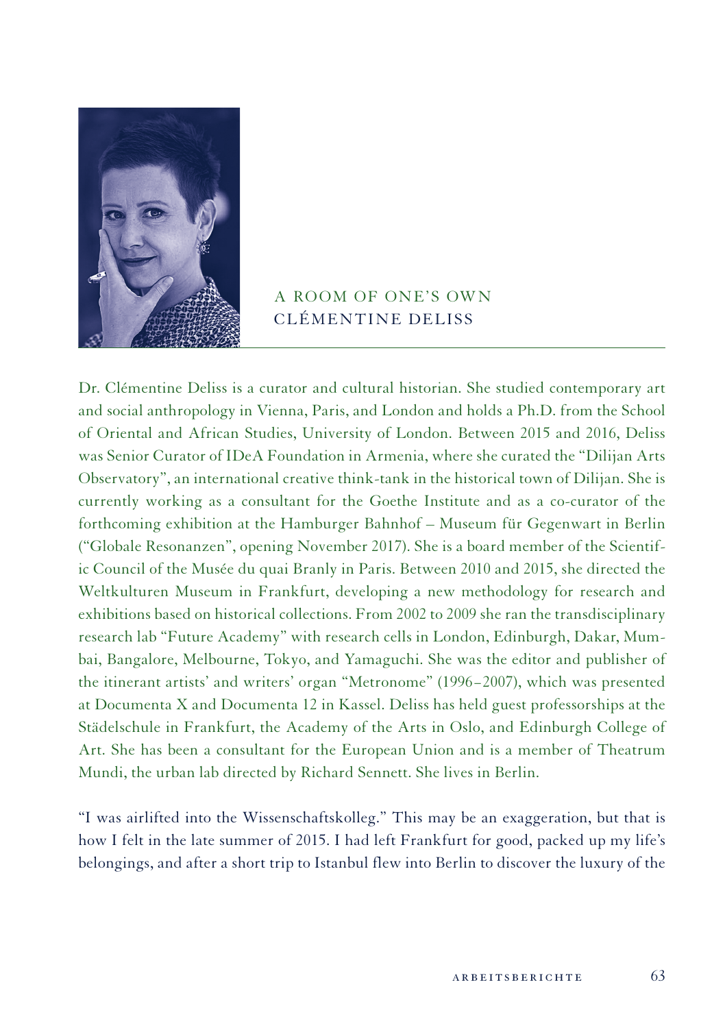# A ROOM OF ONE'S OWN
## CLÉMENTINE DELISS

Dr. Clémentine Deliss is a curator and cultural historian. She studied contemporary art and social anthropology in Vienna, Paris, and London and holds a Ph.D. from the School of Oriental and African Studies, University of London. Between 2015 and 2016, Deliss was Senior Curator of IDeA Foundation in Armenia, where she curated the "Dilijan Arts Observatory", an international creative think-tank in the historical town of Dilijan. She is currently working as a consultant for the Goethe Institute and as a co-curator of the forthcoming exhibition at the Hamburger Bahnhof – Museum für Gegenwart in Berlin ("Globale Resonanzen", opening November 2017). She is a board member of the Scientific Council of the Musée du quai Branly in Paris. Between 2010 and 2015, she directed the Weltkulturen Museum in Frankfurt, developing a new methodology for research and exhibitions based on historical collections. From 2002 to 2009 she ran the transdisciplinary research lab "Future Academy" with research cells in London, Edinburgh, Dakar, Mumbai, Bangalore, Melbourne, Tokyo, and Yamaguchi. She was the editor and publisher of the itinerant artists' and writers' organ "Metronome" (1996–2007), which was presented at Documenta X and Documenta 12 in Kassel. Deliss has held guest professorships at the Städelschule in Frankfurt, the Academy of the Arts in Oslo, and Edinburgh College of Art. She has been a consultant for the European Union and is a member of Theatrum Mundi, the urban lab directed by Richard Sennett. She lives in Berlin.

"I was airlifted into the Wissenschaftskolleg." This may be an exaggeration, but that is how I felt in the late summer of 2015. I had left Frankfurt for good, packed up my life's belongings, and after a short trip to Istanbul flew into Berlin to discover the luxury of the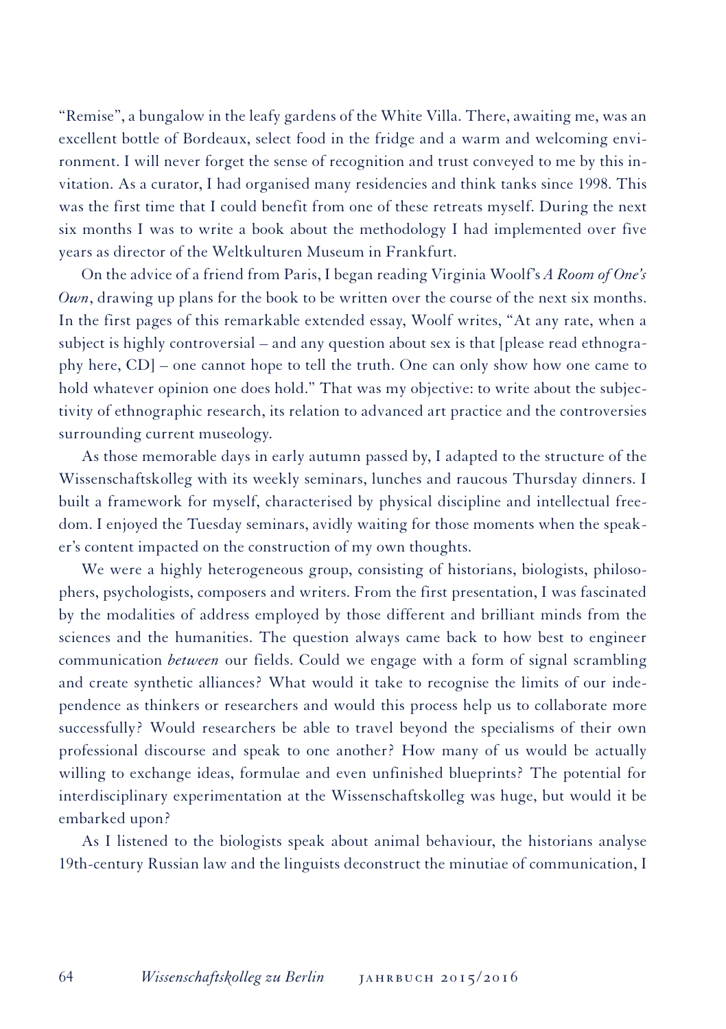"Remise", a bungalow in the leafy gardens of the White Villa. There, awaiting me, was an excellent bottle of Bordeaux, select food in the fridge and a warm and welcoming environment. I will never forget the sense of recognition and trust conveyed to me by this invitation. As a curator, I had organised many residencies and think tanks since 1998. This was the first time that I could benefit from one of these retreats myself. During the next six months I was to write a book about the methodology I had implemented over five years as director of the Weltkulturen Museum in Frankfurt.

On the advice of a friend from Paris, I began reading Virginia Woolf's *A Room of One's Own*, drawing up plans for the book to be written over the course of the next six months. In the first pages of this remarkable extended essay, Woolf writes, "At any rate, when a subject is highly controversial – and any question about sex is that [please read ethnography here, CD] – one cannot hope to tell the truth. One can only show how one came to hold whatever opinion one does hold." That was my objective: to write about the subjectivity of ethnographic research, its relation to advanced art practice and the controversies surrounding current museology.

As those memorable days in early autumn passed by, I adapted to the structure of the Wissenschaftskolleg with its weekly seminars, lunches and raucous Thursday dinners. I built a framework for myself, characterised by physical discipline and intellectual freedom. I enjoyed the Tuesday seminars, avidly waiting for those moments when the speaker's content impacted on the construction of my own thoughts.

We were a highly heterogeneous group, consisting of historians, biologists, philosophers, psychologists, composers and writers. From the first presentation, I was fascinated by the modalities of address employed by those different and brilliant minds from the sciences and the humanities. The question always came back to how best to engineer communication *between* our fields. Could we engage with a form of signal scrambling and create synthetic alliances? What would it take to recognise the limits of our independence as thinkers or researchers and would this process help us to collaborate more successfully? Would researchers be able to travel beyond the specialisms of their own professional discourse and speak to one another? How many of us would be actually willing to exchange ideas, formulae and even unfinished blueprints? The potential for interdisciplinary experimentation at the Wissenschaftskolleg was huge, but would it be embarked upon?

As I listened to the biologists speak about animal behaviour, the historians analyse 19th-century Russian law and the linguists deconstruct the minutiae of communication, I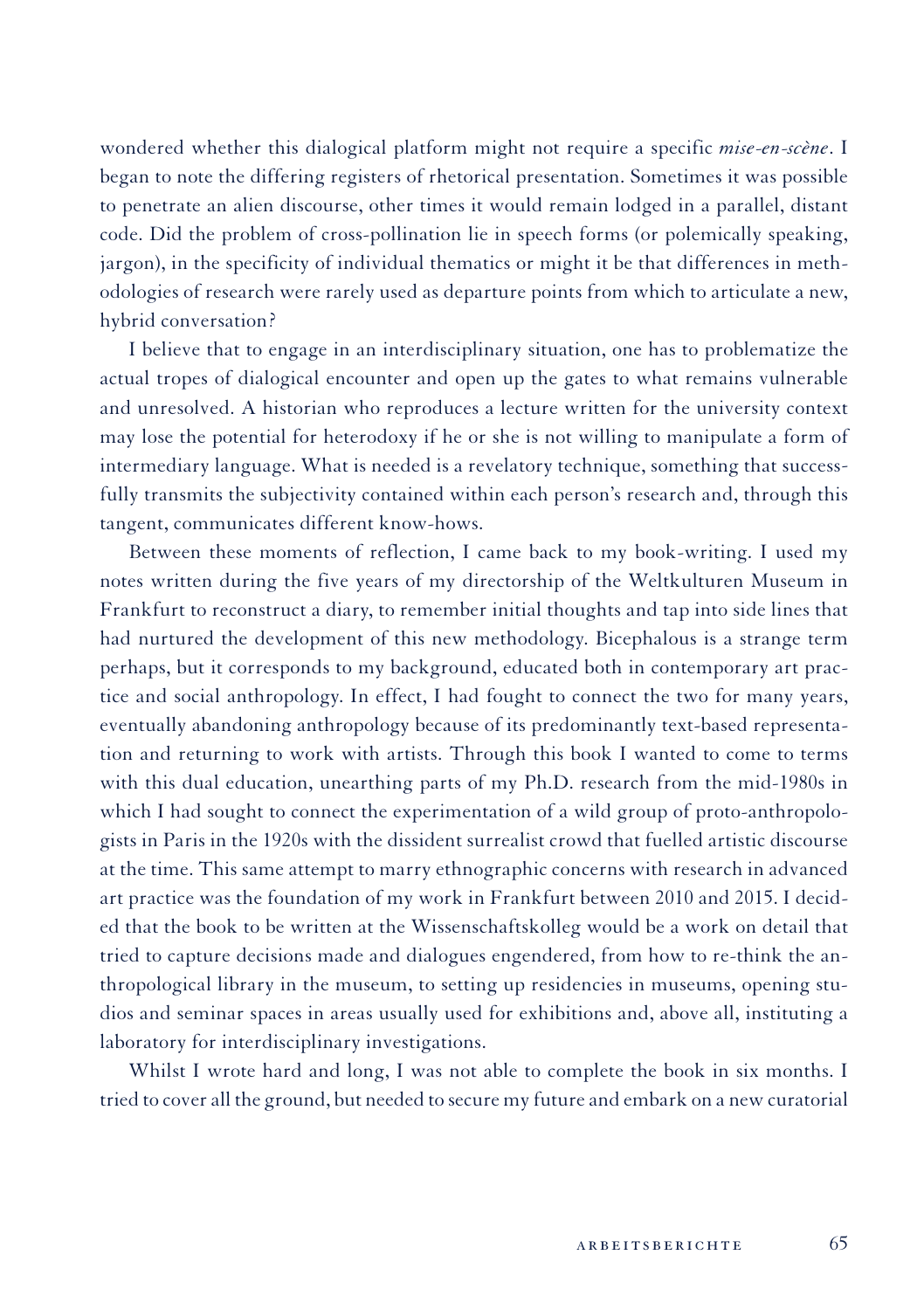wondered whether this dialogical platform might not require a specific *mise-en-scène*. I began to note the differing registers of rhetorical presentation. Sometimes it was possible to penetrate an alien discourse, other times it would remain lodged in a parallel, distant code. Did the problem of cross-pollination lie in speech forms (or polemically speaking, jargon), in the specificity of individual thematics or might it be that differences in methodologies of research were rarely used as departure points from which to articulate a new, hybrid conversation?

I believe that to engage in an interdisciplinary situation, one has to problematize the actual tropes of dialogical encounter and open up the gates to what remains vulnerable and unresolved. A historian who reproduces a lecture written for the university context may lose the potential for heterodoxy if he or she is not willing to manipulate a form of intermediary language. What is needed is a revelatory technique, something that successfully transmits the subjectivity contained within each person's research and, through this tangent, communicates different know-hows.

Between these moments of reflection, I came back to my book-writing. I used my notes written during the five years of my directorship of the Weltkulturen Museum in Frankfurt to reconstruct a diary, to remember initial thoughts and tap into side lines that had nurtured the development of this new methodology. Bicephalous is a strange term perhaps, but it corresponds to my background, educated both in contemporary art practice and social anthropology. In effect, I had fought to connect the two for many years, eventually abandoning anthropology because of its predominantly text-based representation and returning to work with artists. Through this book I wanted to come to terms with this dual education, unearthing parts of my Ph.D. research from the mid-1980s in which I had sought to connect the experimentation of a wild group of proto-anthropologists in Paris in the 1920s with the dissident surrealist crowd that fuelled artistic discourse at the time. This same attempt to marry ethnographic concerns with research in advanced art practice was the foundation of my work in Frankfurt between 2010 and 2015. I decided that the book to be written at the Wissenschaftskolleg would be a work on detail that tried to capture decisions made and dialogues engendered, from how to re-think the anthropological library in the museum, to setting up residencies in museums, opening studios and seminar spaces in areas usually used for exhibitions and, above all, instituting a laboratory for interdisciplinary investigations.

Whilst I wrote hard and long, I was not able to complete the book in six months. I tried to cover all the ground, but needed to secure my future and embark on a new curatorial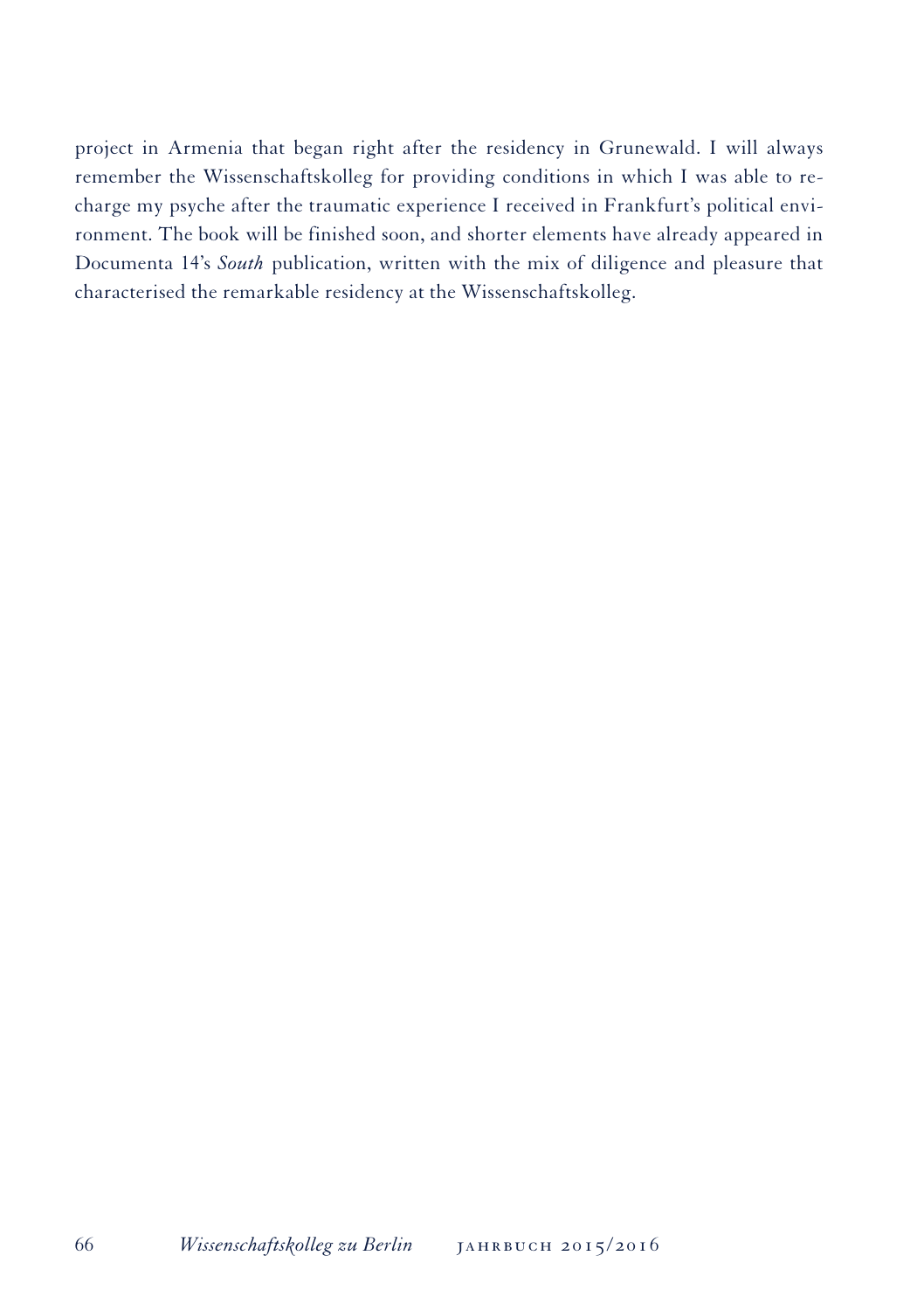project in Armenia that began right after the residency in Grunewald. I will always remember the Wissenschaftskolleg for providing conditions in which I was able to recharge my psyche after the traumatic experience I received in Frankfurt's political environment. The book will be finished soon, and shorter elements have already appeared in Documenta 14's *South* publication, written with the mix of diligence and pleasure that characterised the remarkable residency at the Wissenschaftskolleg.